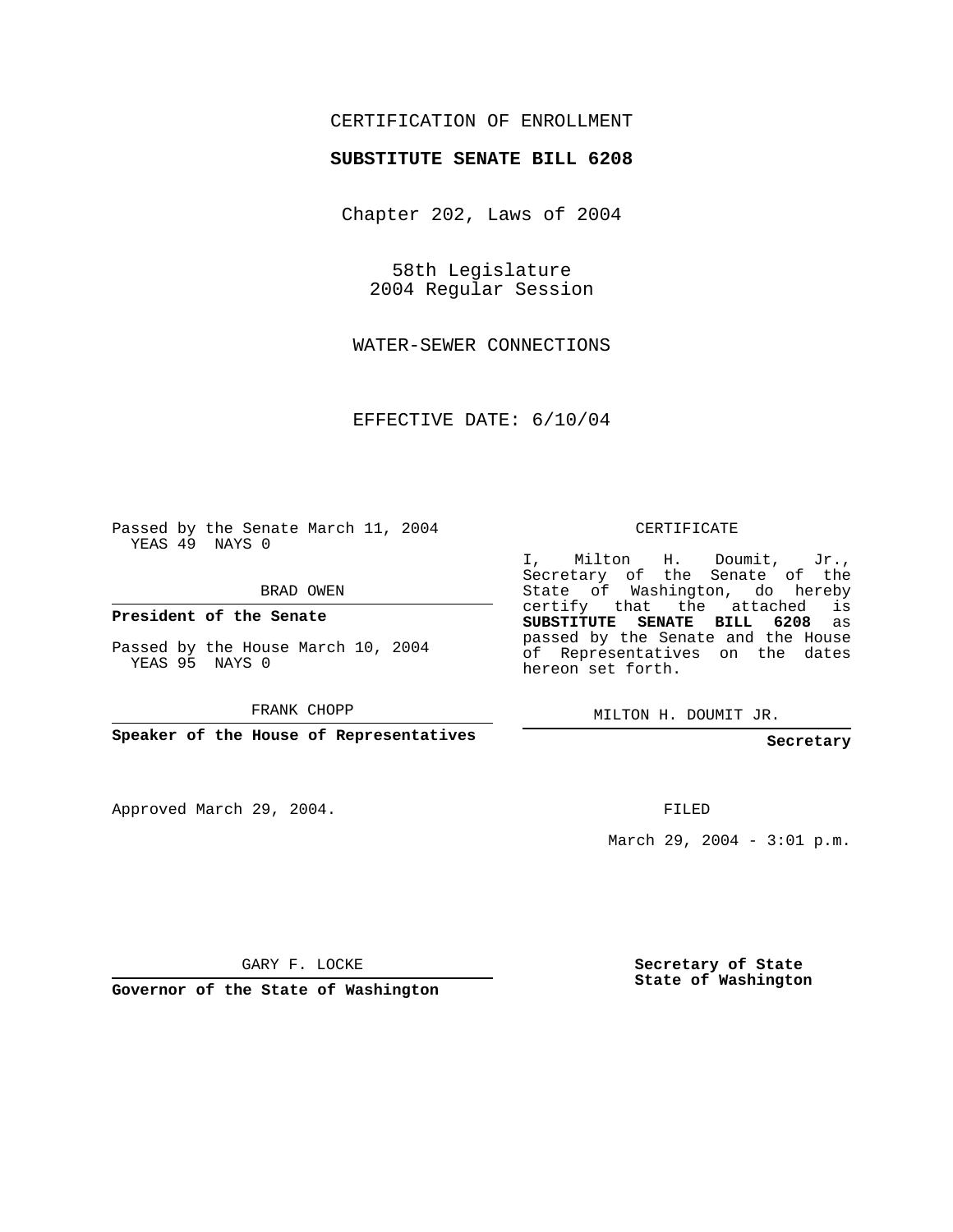CERTIFICATION OF ENROLLMENT

**SUBSTITUTE SENATE BILL 6208**

Chapter 202, Laws of 2004

58th Legislature
2004 Regular Session

WATER-SEWER CONNECTIONS

EFFECTIVE DATE: 6/10/04

Passed by the Senate March 11, 2004
YEAS 49 NAYS 0

BRAD OWEN

**President of the Senate**

Passed by the House March 10, 2004
YEAS 95 NAYS 0

FRANK CHOPP

**Speaker of the House of Representatives**

Approved March 29, 2004.

GARY F. LOCKE

**Governor of the State of Washington**

CERTIFICATE

I, Milton H. Doumit, Jr., Secretary of the Senate of the State of Washington, do hereby certify that the attached is **SUBSTITUTE SENATE BILL 6208** as passed by the Senate and the House of Representatives on the dates hereon set forth.

MILTON H. DOUMIT JR.

**Secretary**

FILED

March 29, 2004 - 3:01 p.m.

**Secretary of State**
**State of Washington**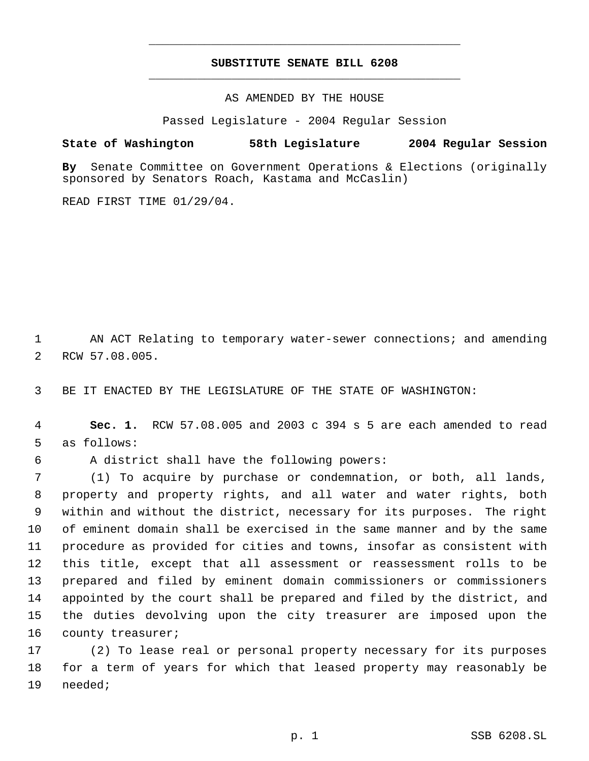# SUBSTITUTE SENATE BILL 6208

AS AMENDED BY THE HOUSE

Passed Legislature - 2004 Regular Session

**State of Washington 58th Legislature 2004 Regular Session**

**By** Senate Committee on Government Operations & Elections (originally sponsored by Senators Roach, Kastama and McCaslin)

READ FIRST TIME 01/29/04.

AN ACT Relating to temporary water-sewer connections; and amending RCW 57.08.005.

BE IT ENACTED BY THE LEGISLATURE OF THE STATE OF WASHINGTON:

**Sec. 1.** RCW 57.08.005 and 2003 c 394 s 5 are each amended to read as follows:

A district shall have the following powers:

(1) To acquire by purchase or condemnation, or both, all lands, property and property rights, and all water and water rights, both within and without the district, necessary for its purposes. The right of eminent domain shall be exercised in the same manner and by the same procedure as provided for cities and towns, insofar as consistent with this title, except that all assessment or reassessment rolls to be prepared and filed by eminent domain commissioners or commissioners appointed by the court shall be prepared and filed by the district, and the duties devolving upon the city treasurer are imposed upon the county treasurer;

(2) To lease real or personal property necessary for its purposes for a term of years for which that leased property may reasonably be needed;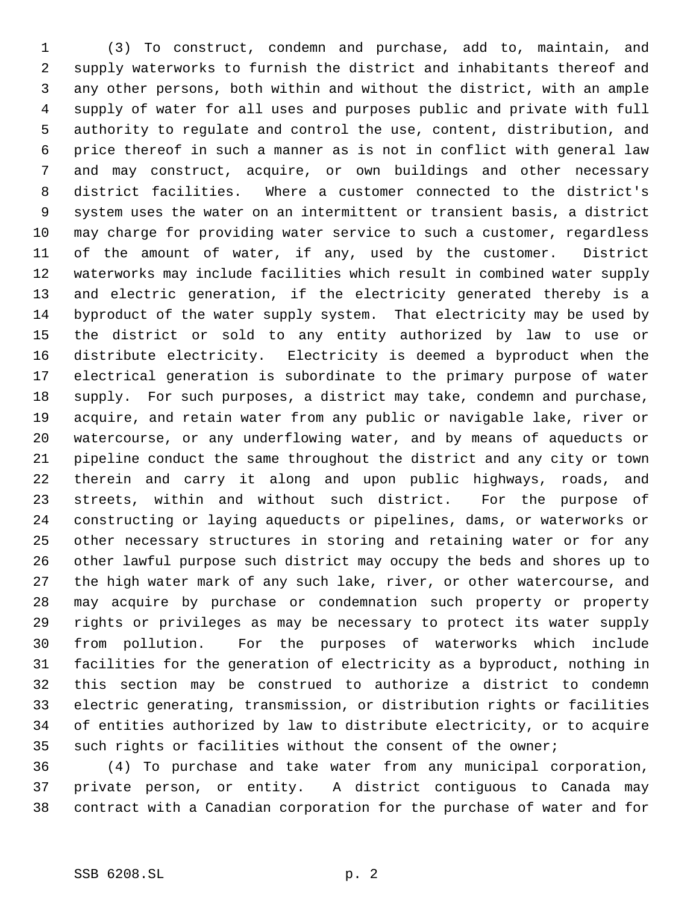(3) To construct, condemn and purchase, add to, maintain, and supply waterworks to furnish the district and inhabitants thereof and any other persons, both within and without the district, with an ample supply of water for all uses and purposes public and private with full authority to regulate and control the use, content, distribution, and price thereof in such a manner as is not in conflict with general law and may construct, acquire, or own buildings and other necessary district facilities. Where a customer connected to the district's system uses the water on an intermittent or transient basis, a district may charge for providing water service to such a customer, regardless of the amount of water, if any, used by the customer. District waterworks may include facilities which result in combined water supply and electric generation, if the electricity generated thereby is a byproduct of the water supply system. That electricity may be used by the district or sold to any entity authorized by law to use or distribute electricity. Electricity is deemed a byproduct when the electrical generation is subordinate to the primary purpose of water supply. For such purposes, a district may take, condemn and purchase, acquire, and retain water from any public or navigable lake, river or watercourse, or any underflowing water, and by means of aqueducts or pipeline conduct the same throughout the district and any city or town therein and carry it along and upon public highways, roads, and streets, within and without such district. For the purpose of constructing or laying aqueducts or pipelines, dams, or waterworks or other necessary structures in storing and retaining water or for any other lawful purpose such district may occupy the beds and shores up to the high water mark of any such lake, river, or other watercourse, and may acquire by purchase or condemnation such property or property rights or privileges as may be necessary to protect its water supply from pollution. For the purposes of waterworks which include facilities for the generation of electricity as a byproduct, nothing in this section may be construed to authorize a district to condemn electric generating, transmission, or distribution rights or facilities of entities authorized by law to distribute electricity, or to acquire such rights or facilities without the consent of the owner;

(4) To purchase and take water from any municipal corporation, private person, or entity. A district contiguous to Canada may contract with a Canadian corporation for the purchase of water and for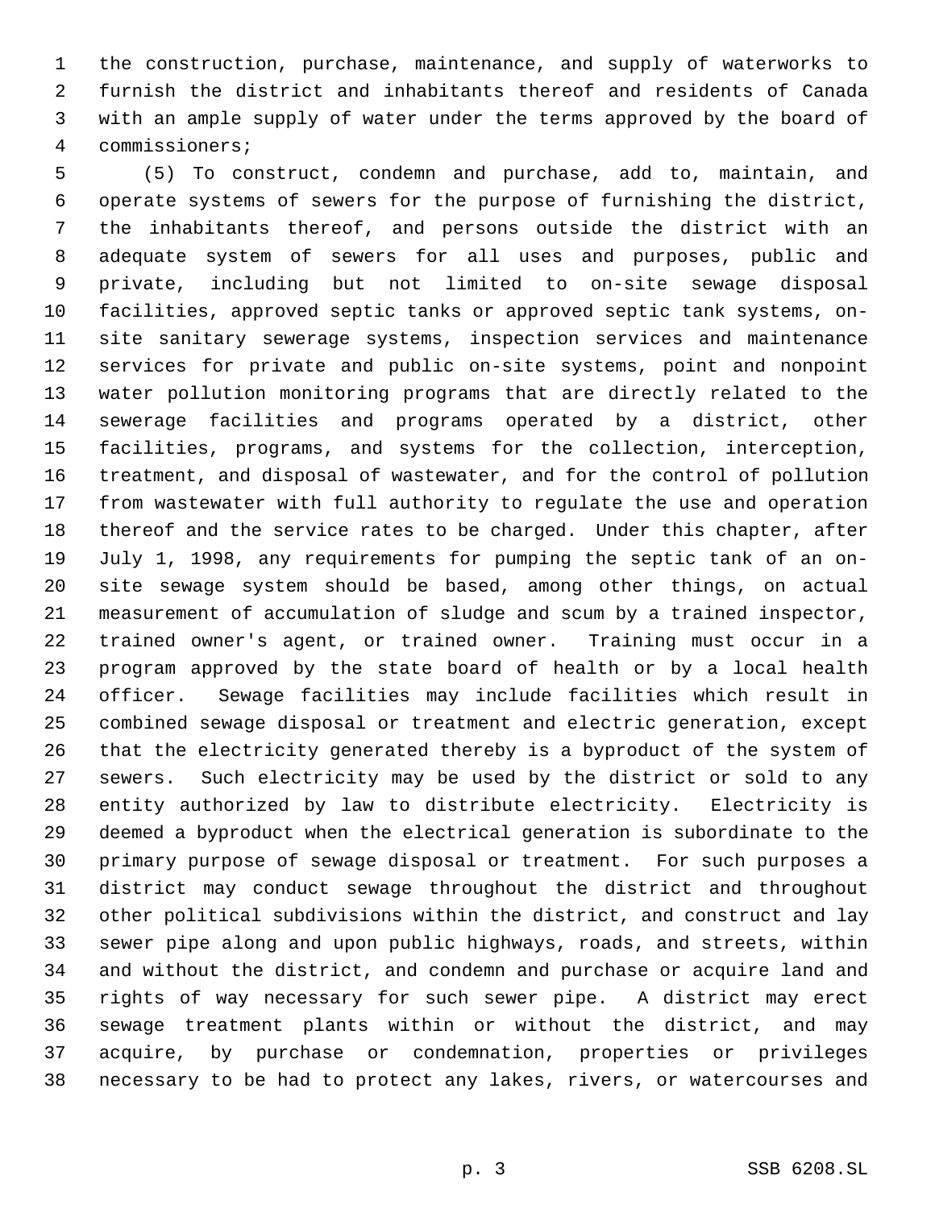the construction, purchase, maintenance, and supply of waterworks to furnish the district and inhabitants thereof and residents of Canada with an ample supply of water under the terms approved by the board of commissioners;

(5) To construct, condemn and purchase, add to, maintain, and operate systems of sewers for the purpose of furnishing the district, the inhabitants thereof, and persons outside the district with an adequate system of sewers for all uses and purposes, public and private, including but not limited to on-site sewage disposal facilities, approved septic tanks or approved septic tank systems, on-site sanitary sewerage systems, inspection services and maintenance services for private and public on-site systems, point and nonpoint water pollution monitoring programs that are directly related to the sewerage facilities and programs operated by a district, other facilities, programs, and systems for the collection, interception, treatment, and disposal of wastewater, and for the control of pollution from wastewater with full authority to regulate the use and operation thereof and the service rates to be charged. Under this chapter, after July 1, 1998, any requirements for pumping the septic tank of an on-site sewage system should be based, among other things, on actual measurement of accumulation of sludge and scum by a trained inspector, trained owner's agent, or trained owner. Training must occur in a program approved by the state board of health or by a local health officer. Sewage facilities may include facilities which result in combined sewage disposal or treatment and electric generation, except that the electricity generated thereby is a byproduct of the system of sewers. Such electricity may be used by the district or sold to any entity authorized by law to distribute electricity. Electricity is deemed a byproduct when the electrical generation is subordinate to the primary purpose of sewage disposal or treatment. For such purposes a district may conduct sewage throughout the district and throughout other political subdivisions within the district, and construct and lay sewer pipe along and upon public highways, roads, and streets, within and without the district, and condemn and purchase or acquire land and rights of way necessary for such sewer pipe. A district may erect sewage treatment plants within or without the district, and may acquire, by purchase or condemnation, properties or privileges necessary to be had to protect any lakes, rivers, or watercourses and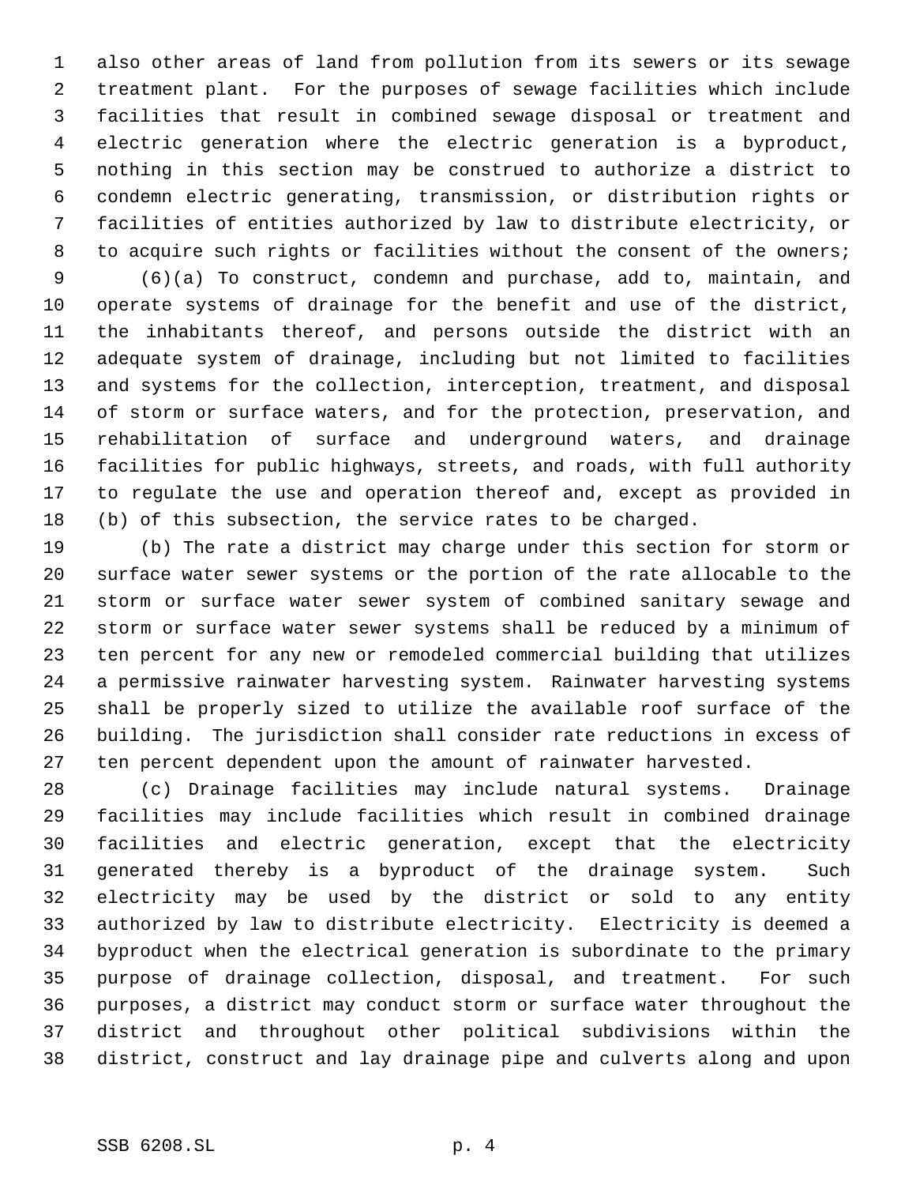also other areas of land from pollution from its sewers or its sewage treatment plant. For the purposes of sewage facilities which include facilities that result in combined sewage disposal or treatment and electric generation where the electric generation is a byproduct, nothing in this section may be construed to authorize a district to condemn electric generating, transmission, or distribution rights or facilities of entities authorized by law to distribute electricity, or to acquire such rights or facilities without the consent of the owners;

(6)(a) To construct, condemn and purchase, add to, maintain, and operate systems of drainage for the benefit and use of the district, the inhabitants thereof, and persons outside the district with an adequate system of drainage, including but not limited to facilities and systems for the collection, interception, treatment, and disposal of storm or surface waters, and for the protection, preservation, and rehabilitation of surface and underground waters, and drainage facilities for public highways, streets, and roads, with full authority to regulate the use and operation thereof and, except as provided in (b) of this subsection, the service rates to be charged.

(b) The rate a district may charge under this section for storm or surface water sewer systems or the portion of the rate allocable to the storm or surface water sewer system of combined sanitary sewage and storm or surface water sewer systems shall be reduced by a minimum of ten percent for any new or remodeled commercial building that utilizes a permissive rainwater harvesting system. Rainwater harvesting systems shall be properly sized to utilize the available roof surface of the building. The jurisdiction shall consider rate reductions in excess of ten percent dependent upon the amount of rainwater harvested.

(c) Drainage facilities may include natural systems. Drainage facilities may include facilities which result in combined drainage facilities and electric generation, except that the electricity generated thereby is a byproduct of the drainage system. Such electricity may be used by the district or sold to any entity authorized by law to distribute electricity. Electricity is deemed a byproduct when the electrical generation is subordinate to the primary purpose of drainage collection, disposal, and treatment. For such purposes, a district may conduct storm or surface water throughout the district and throughout other political subdivisions within the district, construct and lay drainage pipe and culverts along and upon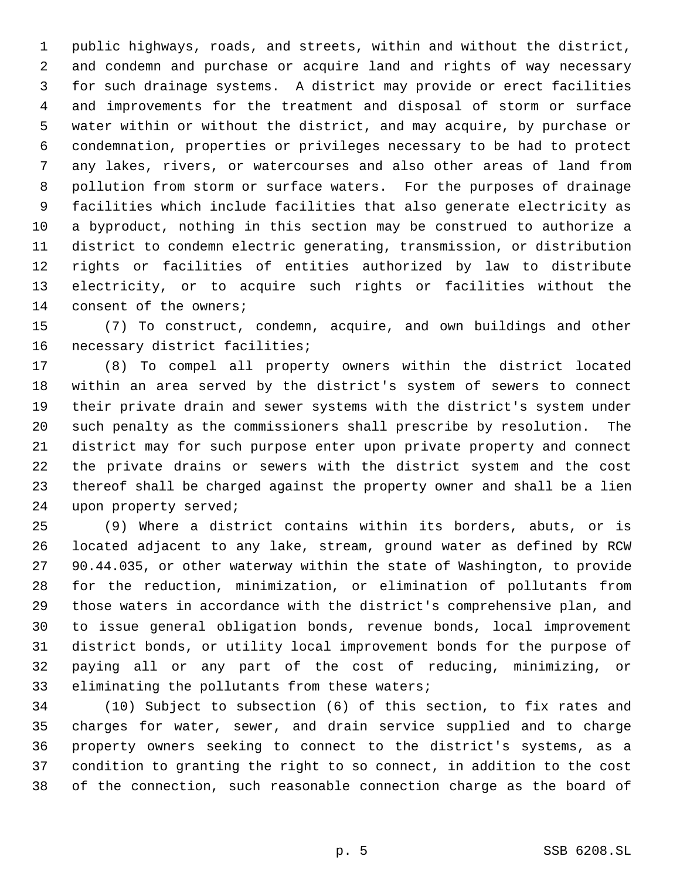public highways, roads, and streets, within and without the district, and condemn and purchase or acquire land and rights of way necessary for such drainage systems. A district may provide or erect facilities and improvements for the treatment and disposal of storm or surface water within or without the district, and may acquire, by purchase or condemnation, properties or privileges necessary to be had to protect any lakes, rivers, or watercourses and also other areas of land from pollution from storm or surface waters. For the purposes of drainage facilities which include facilities that also generate electricity as a byproduct, nothing in this section may be construed to authorize a district to condemn electric generating, transmission, or distribution rights or facilities of entities authorized by law to distribute electricity, or to acquire such rights or facilities without the consent of the owners;

(7) To construct, condemn, acquire, and own buildings and other necessary district facilities;

(8) To compel all property owners within the district located within an area served by the district's system of sewers to connect their private drain and sewer systems with the district's system under such penalty as the commissioners shall prescribe by resolution. The district may for such purpose enter upon private property and connect the private drains or sewers with the district system and the cost thereof shall be charged against the property owner and shall be a lien upon property served;

(9) Where a district contains within its borders, abuts, or is located adjacent to any lake, stream, ground water as defined by RCW 90.44.035, or other waterway within the state of Washington, to provide for the reduction, minimization, or elimination of pollutants from those waters in accordance with the district's comprehensive plan, and to issue general obligation bonds, revenue bonds, local improvement district bonds, or utility local improvement bonds for the purpose of paying all or any part of the cost of reducing, minimizing, or eliminating the pollutants from these waters;

(10) Subject to subsection (6) of this section, to fix rates and charges for water, sewer, and drain service supplied and to charge property owners seeking to connect to the district's systems, as a condition to granting the right to so connect, in addition to the cost of the connection, such reasonable connection charge as the board of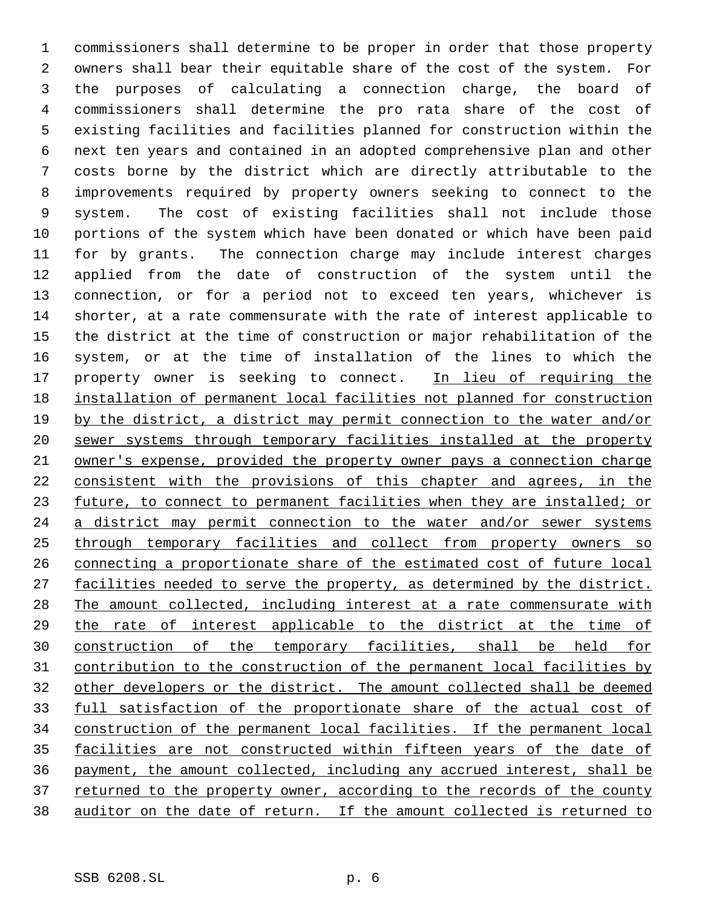commissioners shall determine to be proper in order that those property owners shall bear their equitable share of the cost of the system. For the purposes of calculating a connection charge, the board of commissioners shall determine the pro rata share of the cost of existing facilities and facilities planned for construction within the next ten years and contained in an adopted comprehensive plan and other costs borne by the district which are directly attributable to the improvements required by property owners seeking to connect to the system. The cost of existing facilities shall not include those portions of the system which have been donated or which have been paid for by grants. The connection charge may include interest charges applied from the date of construction of the system until the connection, or for a period not to exceed ten years, whichever is shorter, at a rate commensurate with the rate of interest applicable to the district at the time of construction or major rehabilitation of the system, or at the time of installation of the lines to which the property owner is seeking to connect. <u>In lieu of requiring the installation of permanent local facilities not planned for construction by the district, a district may permit connection to the water and/or sewer systems through temporary facilities installed at the property owner's expense, provided the property owner pays a connection charge consistent with the provisions of this chapter and agrees, in the future, to connect to permanent facilities when they are installed; or a district may permit connection to the water and/or sewer systems through temporary facilities and collect from property owners so connecting a proportionate share of the estimated cost of future local facilities needed to serve the property, as determined by the district. The amount collected, including interest at a rate commensurate with the rate of interest applicable to the district at the time of construction of the temporary facilities, shall be held for contribution to the construction of the permanent local facilities by other developers or the district. The amount collected shall be deemed full satisfaction of the proportionate share of the actual cost of construction of the permanent local facilities. If the permanent local facilities are not constructed within fifteen years of the date of payment, the amount collected, including any accrued interest, shall be returned to the property owner, according to the records of the county auditor on the date of return. If the amount collected is returned to</u>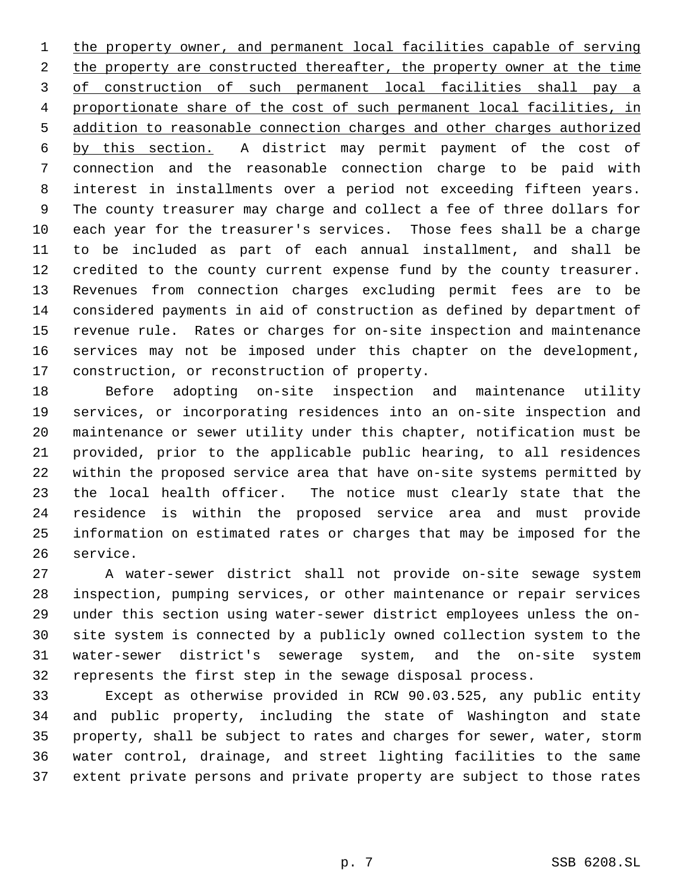the property owner, and permanent local facilities capable of serving the property are constructed thereafter, the property owner at the time of construction of such permanent local facilities shall pay a proportionate share of the cost of such permanent local facilities, in addition to reasonable connection charges and other charges authorized by this section. A district may permit payment of the cost of connection and the reasonable connection charge to be paid with interest in installments over a period not exceeding fifteen years. The county treasurer may charge and collect a fee of three dollars for each year for the treasurer's services. Those fees shall be a charge to be included as part of each annual installment, and shall be credited to the county current expense fund by the county treasurer. Revenues from connection charges excluding permit fees are to be considered payments in aid of construction as defined by department of revenue rule. Rates or charges for on-site inspection and maintenance services may not be imposed under this chapter on the development, construction, or reconstruction of property.

Before adopting on-site inspection and maintenance utility services, or incorporating residences into an on-site inspection and maintenance or sewer utility under this chapter, notification must be provided, prior to the applicable public hearing, to all residences within the proposed service area that have on-site systems permitted by the local health officer. The notice must clearly state that the residence is within the proposed service area and must provide information on estimated rates or charges that may be imposed for the service.

A water-sewer district shall not provide on-site sewage system inspection, pumping services, or other maintenance or repair services under this section using water-sewer district employees unless the on-site system is connected by a publicly owned collection system to the water-sewer district's sewerage system, and the on-site system represents the first step in the sewage disposal process.

Except as otherwise provided in RCW 90.03.525, any public entity and public property, including the state of Washington and state property, shall be subject to rates and charges for sewer, water, storm water control, drainage, and street lighting facilities to the same extent private persons and private property are subject to those rates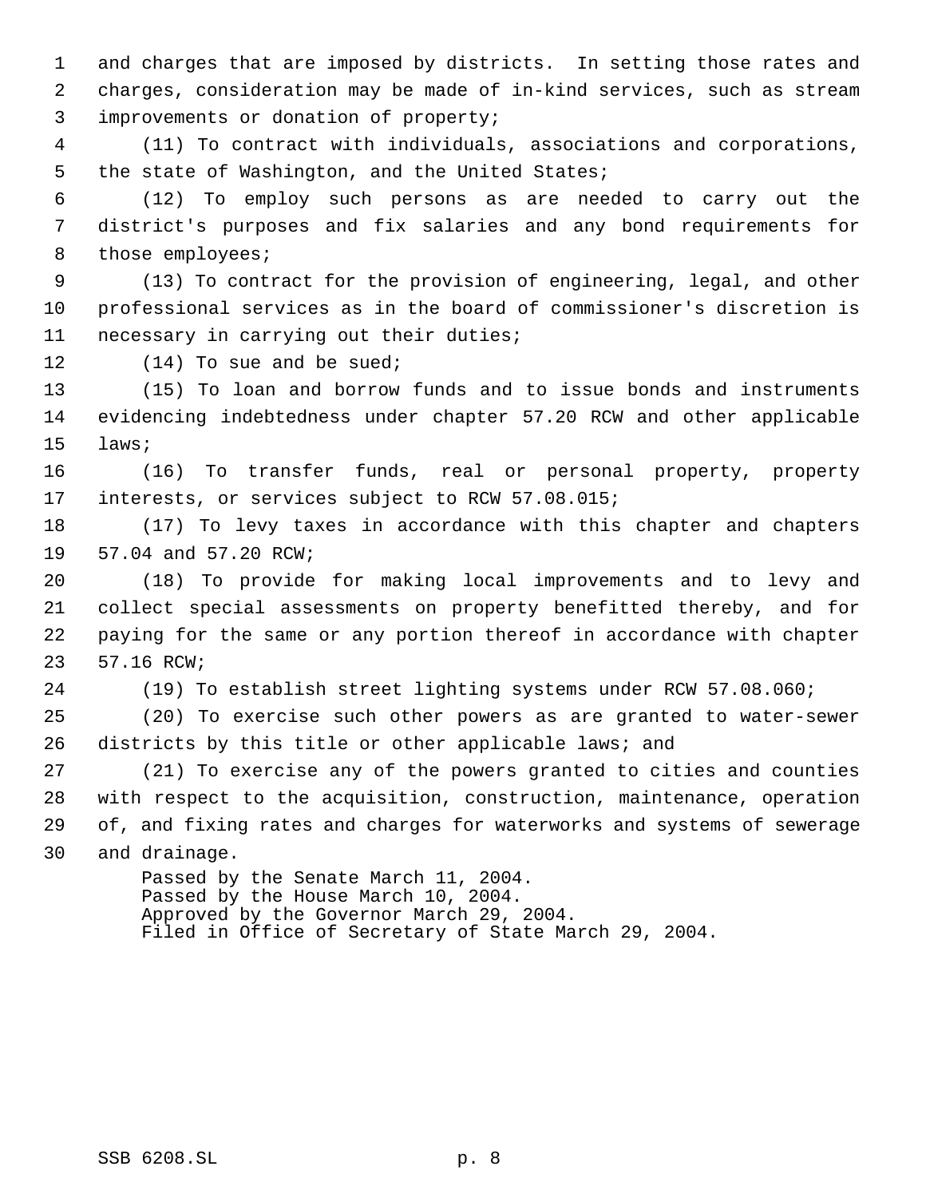and charges that are imposed by districts. In setting those rates and charges, consideration may be made of in-kind services, such as stream improvements or donation of property;

(11) To contract with individuals, associations and corporations, the state of Washington, and the United States;

(12) To employ such persons as are needed to carry out the district's purposes and fix salaries and any bond requirements for those employees;

(13) To contract for the provision of engineering, legal, and other professional services as in the board of commissioner's discretion is necessary in carrying out their duties;

(14) To sue and be sued;

(15) To loan and borrow funds and to issue bonds and instruments evidencing indebtedness under chapter 57.20 RCW and other applicable laws;

(16) To transfer funds, real or personal property, property interests, or services subject to RCW 57.08.015;

(17) To levy taxes in accordance with this chapter and chapters 57.04 and 57.20 RCW;

(18) To provide for making local improvements and to levy and collect special assessments on property benefitted thereby, and for paying for the same or any portion thereof in accordance with chapter 57.16 RCW;

(19) To establish street lighting systems under RCW 57.08.060;

(20) To exercise such other powers as are granted to water-sewer districts by this title or other applicable laws; and

(21) To exercise any of the powers granted to cities and counties with respect to the acquisition, construction, maintenance, operation of, and fixing rates and charges for waterworks and systems of sewerage and drainage.

Passed by the Senate March 11, 2004.
Passed by the House March 10, 2004.
Approved by the Governor March 29, 2004.
Filed in Office of Secretary of State March 29, 2004.